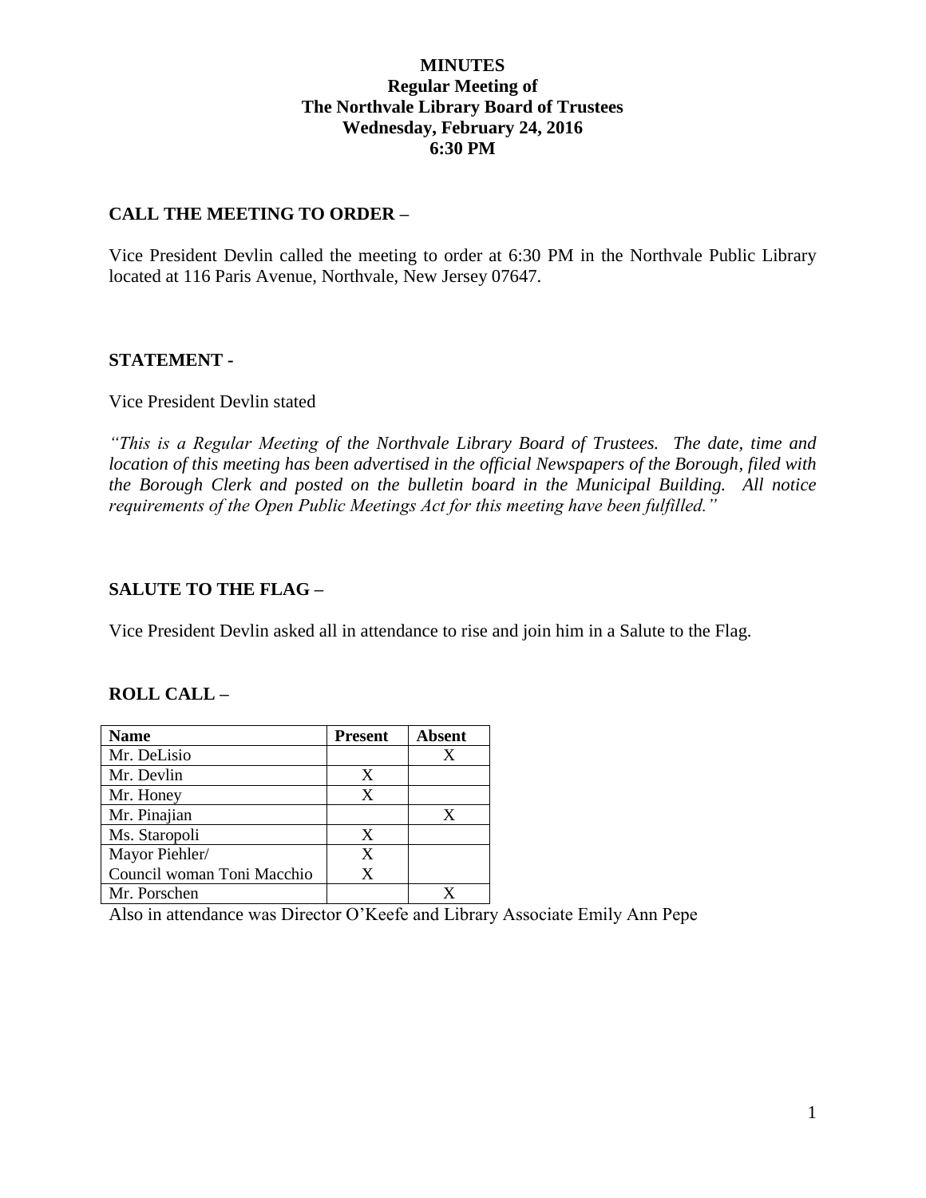**MINUTES**
**Regular Meeting of**
**The Northvale Library Board of Trustees**
**Wednesday, February 24, 2016**
**6:30 PM**

## CALL THE MEETING TO ORDER –

Vice President Devlin called the meeting to order at 6:30 PM in the Northvale Public Library located at 116 Paris Avenue, Northvale, New Jersey 07647.

## STATEMENT -

Vice President Devlin stated

*"This is a Regular Meeting of the Northvale Library Board of Trustees. The date, time and location of this meeting has been advertised in the official Newspapers of the Borough, filed with the Borough Clerk and posted on the bulletin board in the Municipal Building. All notice requirements of the Open Public Meetings Act for this meeting have been fulfilled."*

## SALUTE TO THE FLAG –

Vice President Devlin asked all in attendance to rise and join him in a Salute to the Flag.

## ROLL CALL –

| Name | Present | Absent |
|---|---|---|
| Mr. DeLisio | | X |
| Mr. Devlin | X | |
| Mr. Honey | X | |
| Mr. Pinajian | | X |
| Ms. Staropoli | X | |
| Mayor Piehler/ | X | |
| Council woman Toni Macchio | X | |
| Mr. Porschen | | X |

Also in attendance was Director O'Keefe and Library Associate Emily Ann Pepe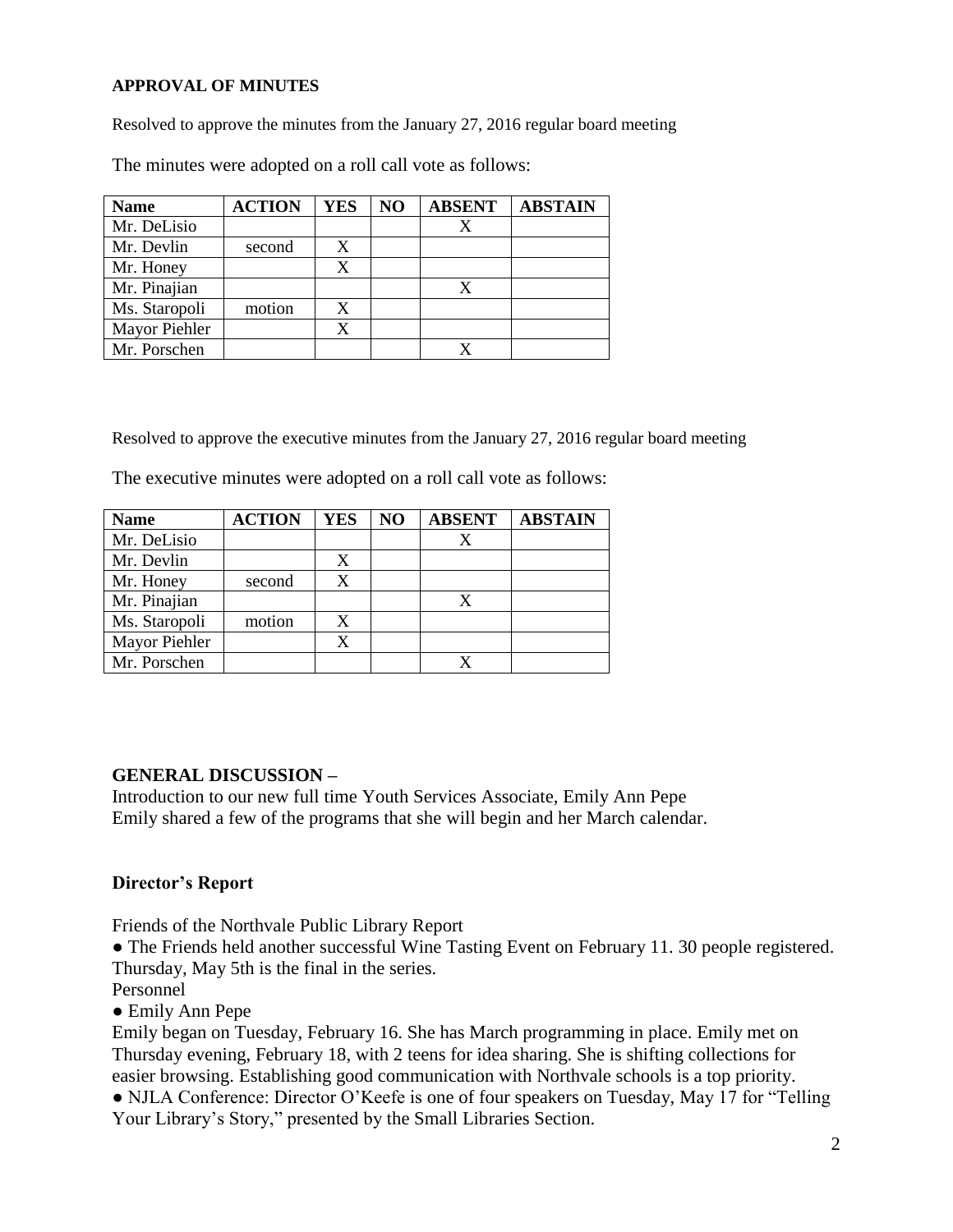## APPROVAL OF MINUTES

Resolved to approve the minutes from the January 27, 2016 regular board meeting

The minutes were adopted on a roll call vote as follows:

| Name | ACTION | YES | NO | ABSENT | ABSTAIN |
|---|---|---|---|---|---|
| Mr. DeLisio | | | | X | |
| Mr. Devlin | second | X | | | |
| Mr. Honey | | X | | | |
| Mr. Pinajian | | | | X | |
| Ms. Staropoli | motion | X | | | |
| Mayor Piehler | | X | | | |
| Mr. Porschen | | | | X | |

Resolved to approve the executive minutes from the January 27, 2016 regular board meeting

The executive minutes were adopted on a roll call vote as follows:

| Name | ACTION | YES | NO | ABSENT | ABSTAIN |
|---|---|---|---|---|---|
| Mr. DeLisio | | | | X | |
| Mr. Devlin | | X | | | |
| Mr. Honey | second | X | | | |
| Mr. Pinajian | | | | X | |
| Ms. Staropoli | motion | X | | | |
| Mayor Piehler | | X | | | |
| Mr. Porschen | | | | X | |

## GENERAL DISCUSSION –

Introduction to our new full time Youth Services Associate, Emily Ann Pepe
Emily shared a few of the programs that she will begin and her March calendar.

## Director's Report

Friends of the Northvale Public Library Report

● The Friends held another successful Wine Tasting Event on February 11. 30 people registered. Thursday, May 5th is the final in the series.

Personnel

● Emily Ann Pepe

Emily began on Tuesday, February 16. She has March programming in place. Emily met on Thursday evening, February 18, with 2 teens for idea sharing. She is shifting collections for easier browsing. Establishing good communication with Northvale schools is a top priority.

● NJLA Conference: Director O'Keefe is one of four speakers on Tuesday, May 17 for "Telling Your Library's Story," presented by the Small Libraries Section.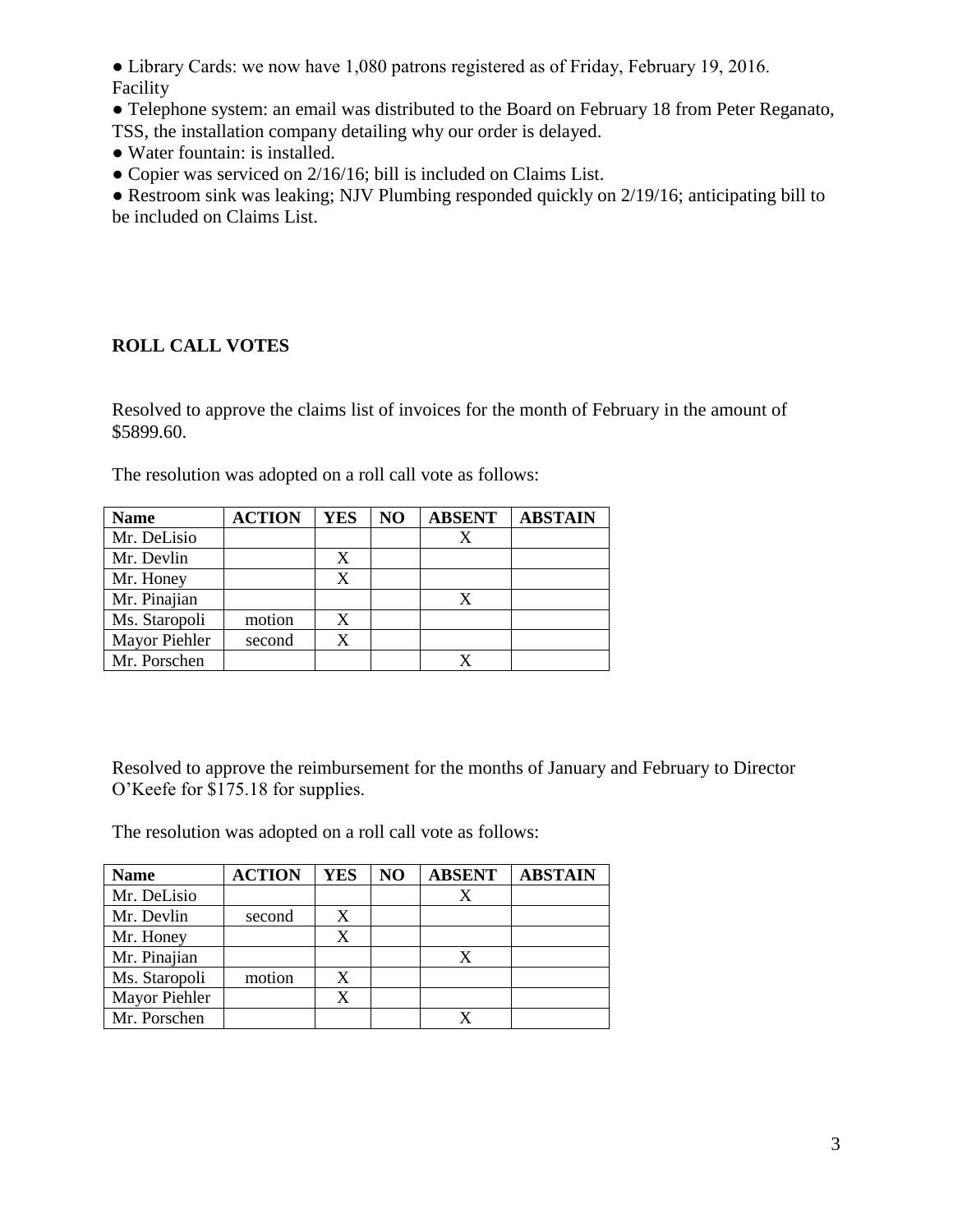● Library Cards: we now have 1,080 patrons registered as of Friday, February 19, 2016.

Facility

● Telephone system: an email was distributed to the Board on February 18 from Peter Reganato, TSS, the installation company detailing why our order is delayed.

● Water fountain: is installed.

● Copier was serviced on 2/16/16; bill is included on Claims List.

● Restroom sink was leaking; NJV Plumbing responded quickly on 2/19/16; anticipating bill to be included on Claims List.

## ROLL CALL VOTES

Resolved to approve the claims list of invoices for the month of February in the amount of $5899.60.

The resolution was adopted on a roll call vote as follows:

| Name | ACTION | YES | NO | ABSENT | ABSTAIN |
|---|---|---|---|---|---|
| Mr. DeLisio | | | | X | |
| Mr. Devlin | | X | | | |
| Mr. Honey | | X | | | |
| Mr. Pinajian | | | | X | |
| Ms. Staropoli | motion | X | | | |
| Mayor Piehler | second | X | | | |
| Mr. Porschen | | | | X | |

Resolved to approve the reimbursement for the months of January and February to Director O'Keefe for $175.18 for supplies.

The resolution was adopted on a roll call vote as follows:

| Name | ACTION | YES | NO | ABSENT | ABSTAIN |
|---|---|---|---|---|---|
| Mr. DeLisio | | | | X | |
| Mr. Devlin | second | X | | | |
| Mr. Honey | | X | | | |
| Mr. Pinajian | | | | X | |
| Ms. Staropoli | motion | X | | | |
| Mayor Piehler | | X | | | |
| Mr. Porschen | | | | X | |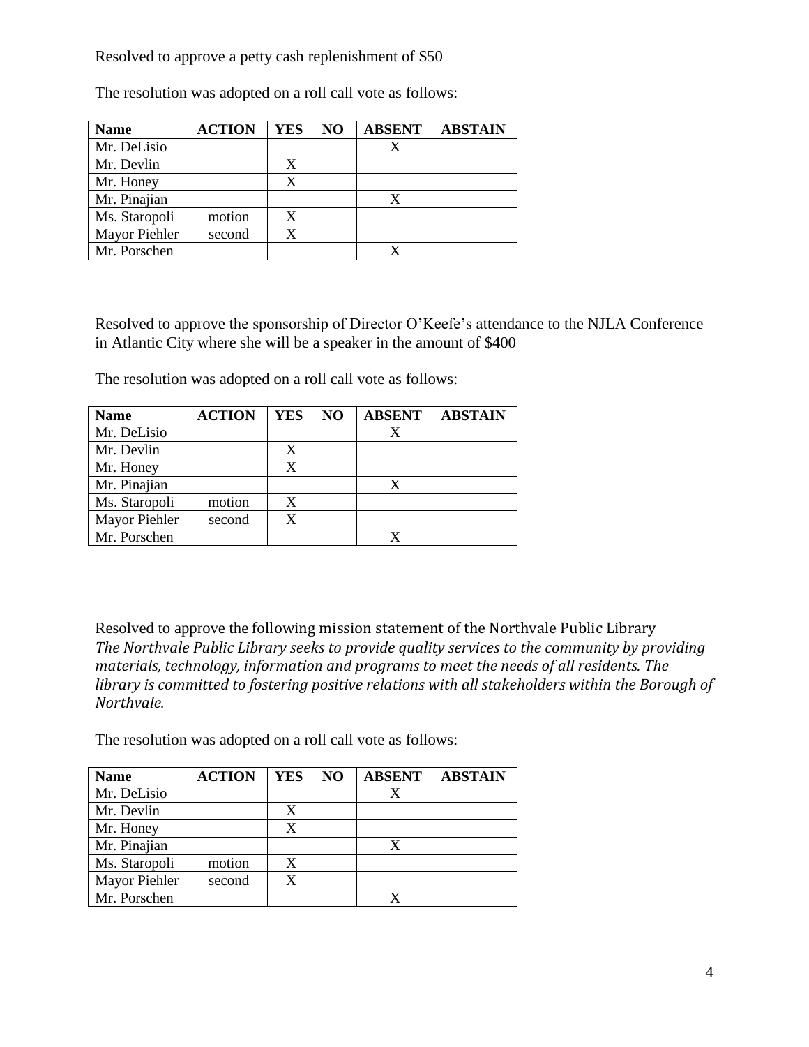Resolved to approve a petty cash replenishment of $50

The resolution was adopted on a roll call vote as follows:

| Name | ACTION | YES | NO | ABSENT | ABSTAIN |
|---|---|---|---|---|---|
| Mr. DeLisio | | | | X | |
| Mr. Devlin | | X | | | |
| Mr. Honey | | X | | | |
| Mr. Pinajian | | | | X | |
| Ms. Staropoli | motion | X | | | |
| Mayor Piehler | second | X | | | |
| Mr. Porschen | | | | X | |

Resolved to approve the sponsorship of Director O'Keefe's attendance to the NJLA Conference in Atlantic City where she will be a speaker in the amount of $400

The resolution was adopted on a roll call vote as follows:

| Name | ACTION | YES | NO | ABSENT | ABSTAIN |
|---|---|---|---|---|---|
| Mr. DeLisio | | | | X | |
| Mr. Devlin | | X | | | |
| Mr. Honey | | X | | | |
| Mr. Pinajian | | | | X | |
| Ms. Staropoli | motion | X | | | |
| Mayor Piehler | second | X | | | |
| Mr. Porschen | | | | X | |

Resolved to approve the following mission statement of the Northvale Public Library
*The Northvale Public Library seeks to provide quality services to the community by providing materials, technology, information and programs to meet the needs of all residents. The library is committed to fostering positive relations with all stakeholders within the Borough of Northvale.*

The resolution was adopted on a roll call vote as follows:

| Name | ACTION | YES | NO | ABSENT | ABSTAIN |
|---|---|---|---|---|---|
| Mr. DeLisio | | | | X | |
| Mr. Devlin | | X | | | |
| Mr. Honey | | X | | | |
| Mr. Pinajian | | | | X | |
| Ms. Staropoli | motion | X | | | |
| Mayor Piehler | second | X | | | |
| Mr. Porschen | | | | X | |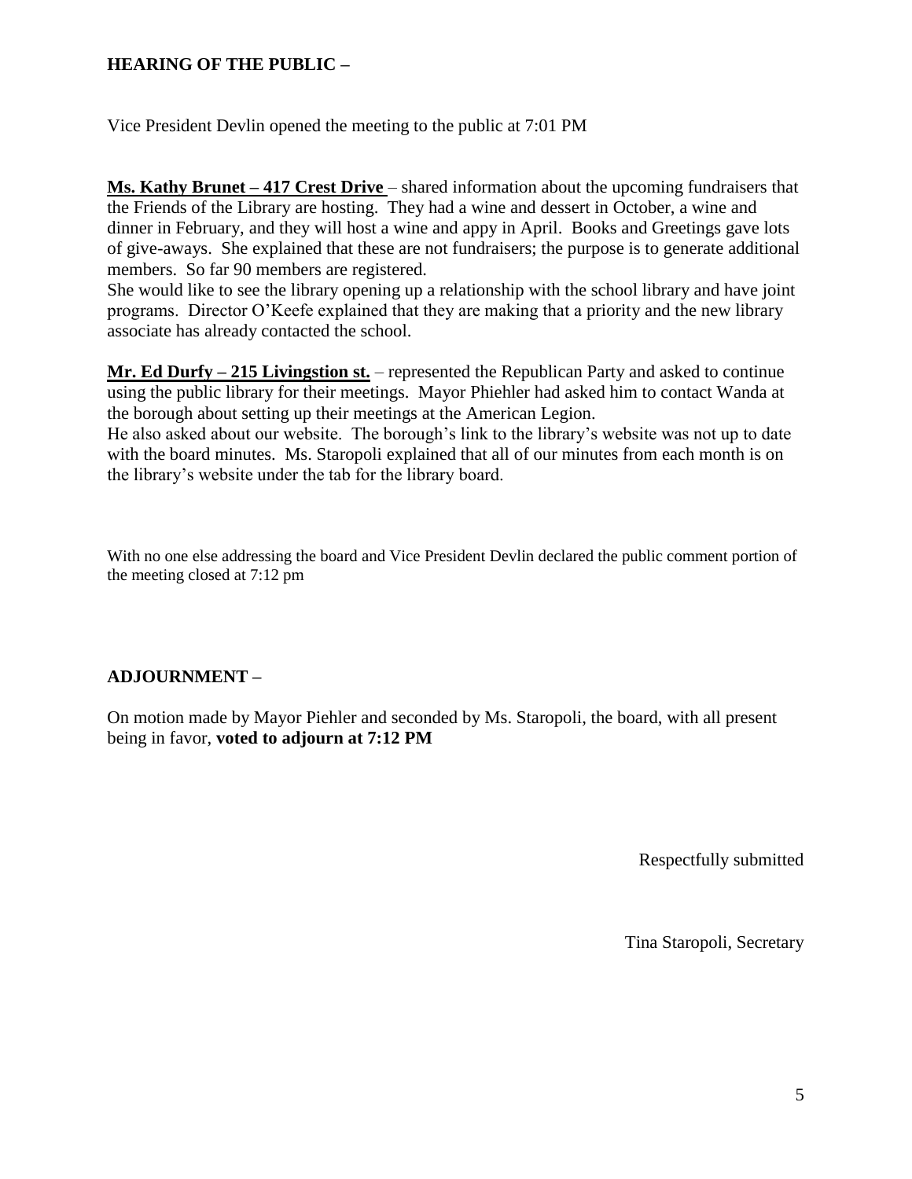**HEARING OF THE PUBLIC –**

Vice President Devlin opened the meeting to the public at 7:01 PM

**Ms. Kathy Brunet – 417 Crest Drive** – shared information about the upcoming fundraisers that the Friends of the Library are hosting. They had a wine and dessert in October, a wine and dinner in February, and they will host a wine and appy in April. Books and Greetings gave lots of give-aways. She explained that these are not fundraisers; the purpose is to generate additional members. So far 90 members are registered.
She would like to see the library opening up a relationship with the school library and have joint programs. Director O'Keefe explained that they are making that a priority and the new library associate has already contacted the school.

**Mr. Ed Durfy – 215 Livingstion st.** – represented the Republican Party and asked to continue using the public library for their meetings. Mayor Phiehler had asked him to contact Wanda at the borough about setting up their meetings at the American Legion.
He also asked about our website. The borough's link to the library's website was not up to date with the board minutes. Ms. Staropoli explained that all of our minutes from each month is on the library's website under the tab for the library board.

With no one else addressing the board and Vice President Devlin declared the public comment portion of the meeting closed at 7:12 pm

**ADJOURNMENT –**

On motion made by Mayor Piehler and seconded by Ms. Staropoli, the board, with all present being in favor, **voted to adjourn at 7:12 PM**

Respectfully submitted

Tina Staropoli, Secretary